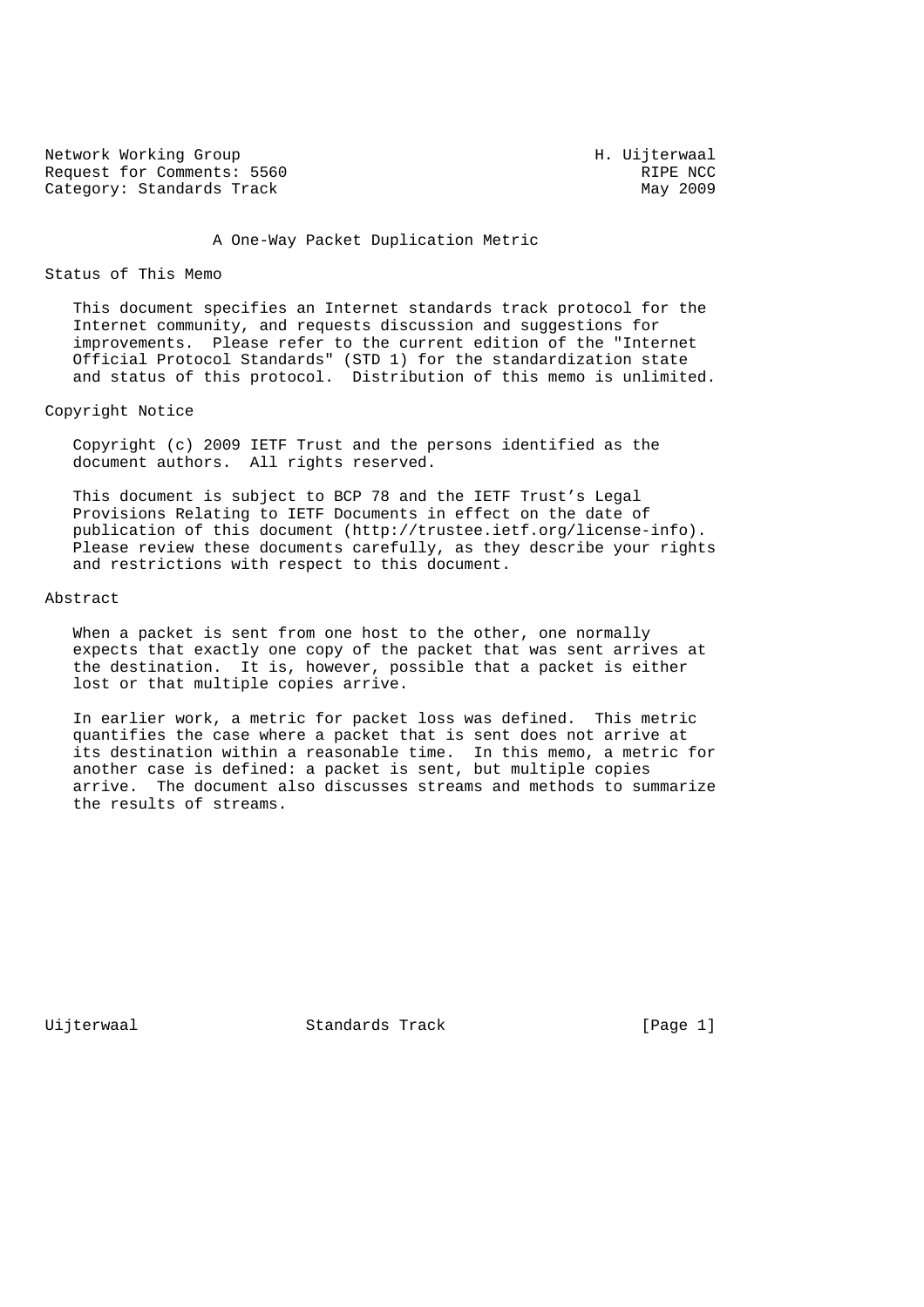Network Working Group H. Uijterwaal
Request for Comments: 5560 RIPE NCC
Category: Standards Track May 2009

# A One-Way Packet Duplication Metric

## Status of This Memo

This document specifies an Internet standards track protocol for the Internet community, and requests discussion and suggestions for improvements. Please refer to the current edition of the "Internet Official Protocol Standards" (STD 1) for the standardization state and status of this protocol. Distribution of this memo is unlimited.

## Copyright Notice

Copyright (c) 2009 IETF Trust and the persons identified as the document authors. All rights reserved.

This document is subject to BCP 78 and the IETF Trust's Legal Provisions Relating to IETF Documents in effect on the date of publication of this document (http://trustee.ietf.org/license-info). Please review these documents carefully, as they describe your rights and restrictions with respect to this document.

## Abstract

When a packet is sent from one host to the other, one normally expects that exactly one copy of the packet that was sent arrives at the destination. It is, however, possible that a packet is either lost or that multiple copies arrive.

In earlier work, a metric for packet loss was defined. This metric quantifies the case where a packet that is sent does not arrive at its destination within a reasonable time. In this memo, a metric for another case is defined: a packet is sent, but multiple copies arrive. The document also discusses streams and methods to summarize the results of streams.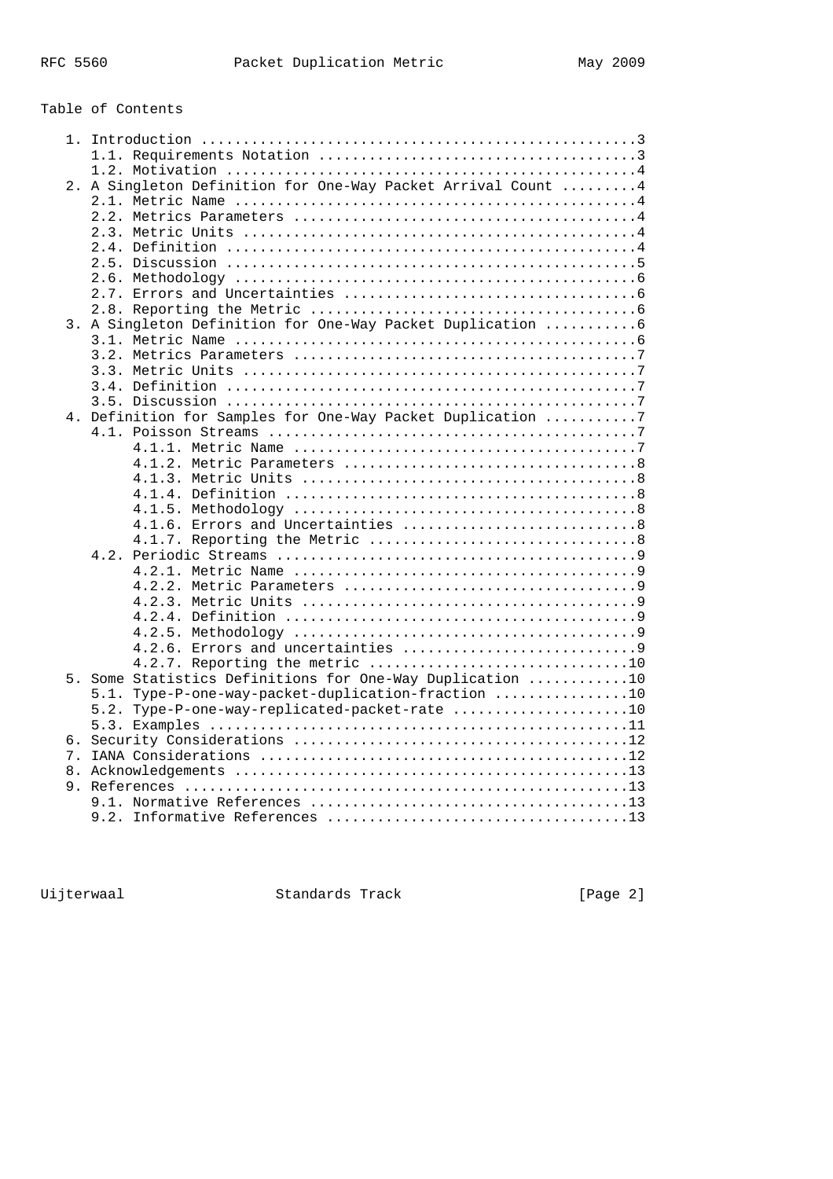Table of Contents

```
   1. Introduction ....................................................3
      1.1. Requirements Notation ......................................3
      1.2. Motivation .................................................4
   2. A Singleton Definition for One-Way Packet Arrival Count .........4
      2.1. Metric Name ................................................4
      2.2. Metrics Parameters .........................................4
      2.3. Metric Units ...............................................4
      2.4. Definition .................................................4
      2.5. Discussion .................................................5
      2.6. Methodology ................................................6
      2.7. Errors and Uncertainties ...................................6
      2.8. Reporting the Metric .......................................6
   3. A Singleton Definition for One-Way Packet Duplication ...........6
      3.1. Metric Name ................................................6
      3.2. Metrics Parameters .........................................7
      3.3. Metric Units ...............................................7
      3.4. Definition .................................................7
      3.5. Discussion .................................................7
   4. Definition for Samples for One-Way Packet Duplication ...........7
      4.1. Poisson Streams ............................................7
           4.1.1. Metric Name .........................................7
           4.1.2. Metric Parameters ...................................8
           4.1.3. Metric Units ........................................8
           4.1.4. Definition ..........................................8
           4.1.5. Methodology .........................................8
           4.1.6. Errors and Uncertainties ............................8
           4.1.7. Reporting the Metric ................................8
      4.2. Periodic Streams ...........................................9
           4.2.1. Metric Name .........................................9
           4.2.2. Metric Parameters ...................................9
           4.2.3. Metric Units ........................................9
           4.2.4. Definition ..........................................9
           4.2.5. Methodology .........................................9
           4.2.6. Errors and uncertainties ............................9
           4.2.7. Reporting the metric ...............................10
   5. Some Statistics Definitions for One-Way Duplication ............10
      5.1. Type-P-one-way-packet-duplication-fraction ................10
      5.2. Type-P-one-way-replicated-packet-rate .....................10
      5.3. Examples ..................................................11
   6. Security Considerations ........................................12
   7. IANA Considerations ............................................12
   8. Acknowledgements ...............................................13
   9. References .....................................................13
      9.1. Normative References ......................................13
      9.2. Informative References ....................................13
```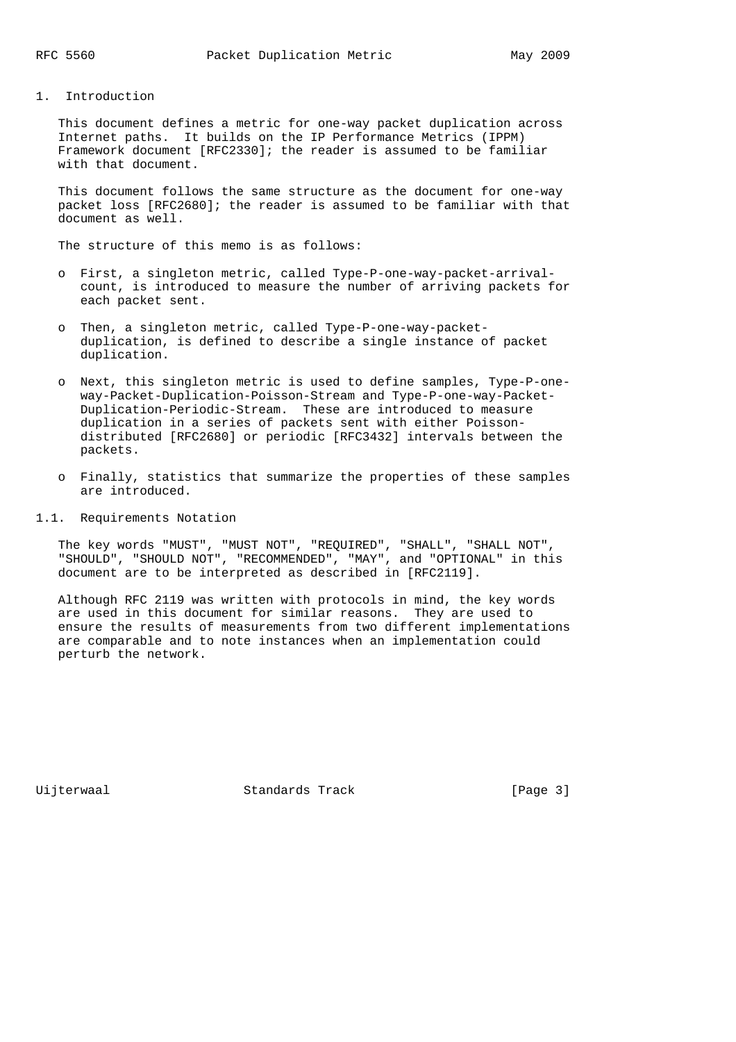# 1. Introduction

This document defines a metric for one-way packet duplication across Internet paths. It builds on the IP Performance Metrics (IPPM) Framework document [RFC2330]; the reader is assumed to be familiar with that document.

This document follows the same structure as the document for one-way packet loss [RFC2680]; the reader is assumed to be familiar with that document as well.

The structure of this memo is as follows:

- First, a singleton metric, called Type-P-one-way-packet-arrival-count, is introduced to measure the number of arriving packets for each packet sent.
- Then, a singleton metric, called Type-P-one-way-packet-duplication, is defined to describe a single instance of packet duplication.
- Next, this singleton metric is used to define samples, Type-P-one-way-Packet-Duplication-Poisson-Stream and Type-P-one-way-Packet-Duplication-Periodic-Stream. These are introduced to measure duplication in a series of packets sent with either Poisson-distributed [RFC2680] or periodic [RFC3432] intervals between the packets.
- Finally, statistics that summarize the properties of these samples are introduced.

## 1.1. Requirements Notation

The key words "MUST", "MUST NOT", "REQUIRED", "SHALL", "SHALL NOT", "SHOULD", "SHOULD NOT", "RECOMMENDED", "MAY", and "OPTIONAL" in this document are to be interpreted as described in [RFC2119].

Although RFC 2119 was written with protocols in mind, the key words are used in this document for similar reasons. They are used to ensure the results of measurements from two different implementations are comparable and to note instances when an implementation could perturb the network.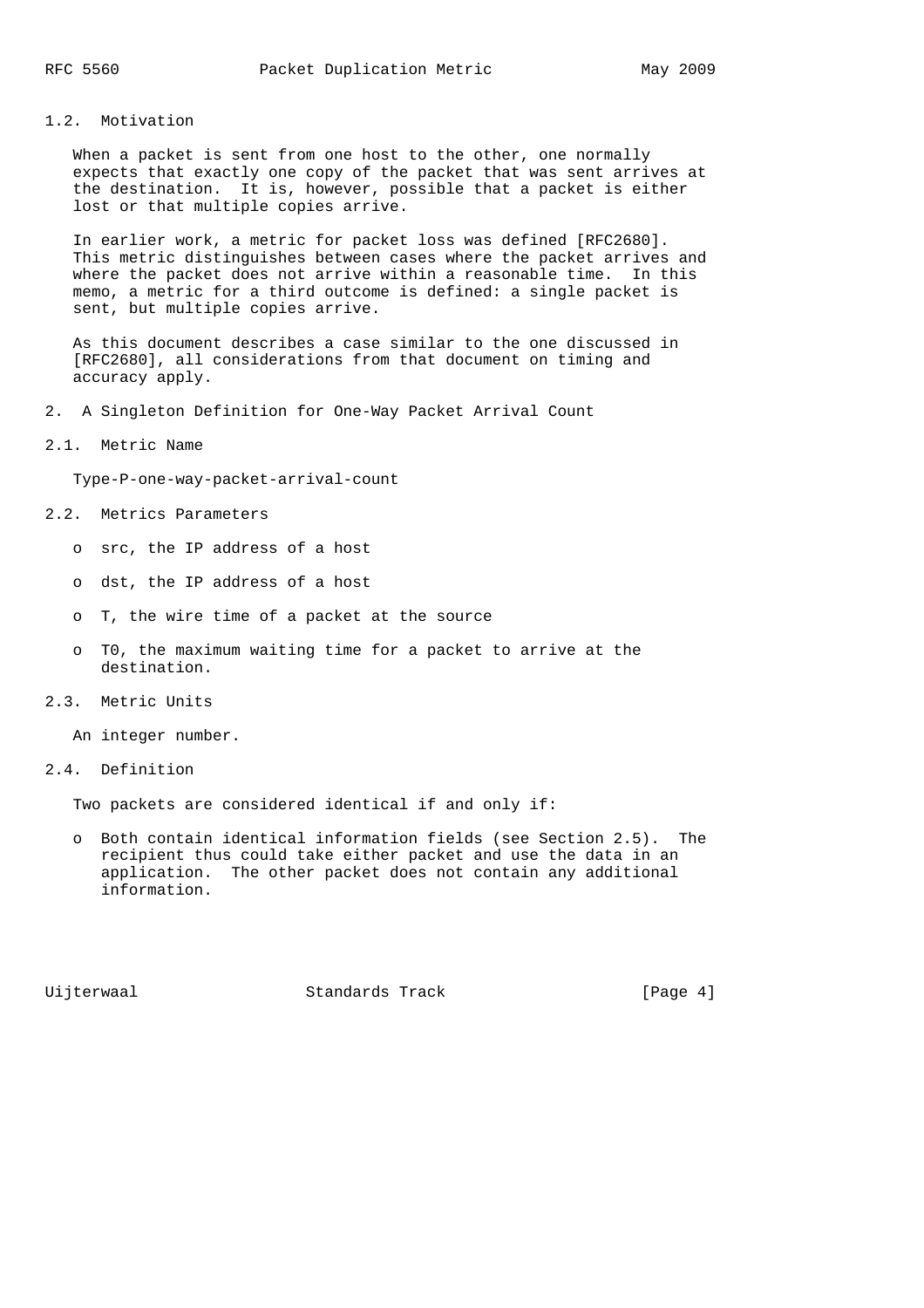### 1.2. Motivation

When a packet is sent from one host to the other, one normally expects that exactly one copy of the packet that was sent arrives at the destination. It is, however, possible that a packet is either lost or that multiple copies arrive.

In earlier work, a metric for packet loss was defined [RFC2680]. This metric distinguishes between cases where the packet arrives and where the packet does not arrive within a reasonable time. In this memo, a metric for a third outcome is defined: a single packet is sent, but multiple copies arrive.

As this document describes a case similar to the one discussed in [RFC2680], all considerations from that document on timing and accuracy apply.

## 2. A Singleton Definition for One-Way Packet Arrival Count

### 2.1. Metric Name

Type-P-one-way-packet-arrival-count

### 2.2. Metrics Parameters

- src, the IP address of a host
- dst, the IP address of a host
- T, the wire time of a packet at the source
- T0, the maximum waiting time for a packet to arrive at the destination.

### 2.3. Metric Units

An integer number.

### 2.4. Definition

Two packets are considered identical if and only if:

- Both contain identical information fields (see Section 2.5). The recipient thus could take either packet and use the data in an application. The other packet does not contain any additional information.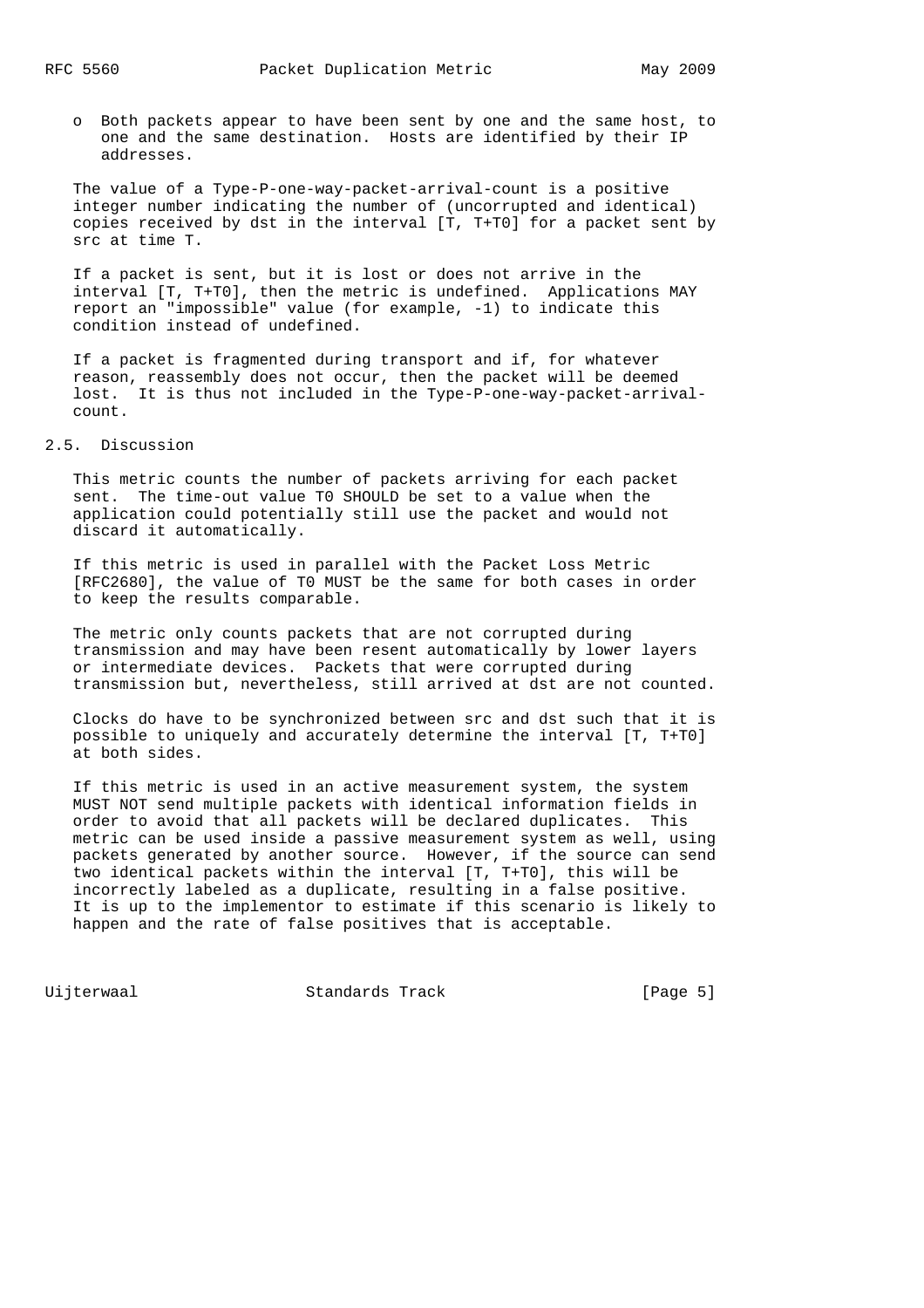- Both packets appear to have been sent by one and the same host, to one and the same destination. Hosts are identified by their IP addresses.

The value of a Type-P-one-way-packet-arrival-count is a positive integer number indicating the number of (uncorrupted and identical) copies received by dst in the interval [T, T+T0] for a packet sent by src at time T.

If a packet is sent, but it is lost or does not arrive in the interval [T, T+T0], then the metric is undefined. Applications MAY report an "impossible" value (for example, -1) to indicate this condition instead of undefined.

If a packet is fragmented during transport and if, for whatever reason, reassembly does not occur, then the packet will be deemed lost. It is thus not included in the Type-P-one-way-packet-arrival-count.

## 2.5. Discussion

This metric counts the number of packets arriving for each packet sent. The time-out value T0 SHOULD be set to a value when the application could potentially still use the packet and would not discard it automatically.

If this metric is used in parallel with the Packet Loss Metric [RFC2680], the value of T0 MUST be the same for both cases in order to keep the results comparable.

The metric only counts packets that are not corrupted during transmission and may have been resent automatically by lower layers or intermediate devices. Packets that were corrupted during transmission but, nevertheless, still arrived at dst are not counted.

Clocks do have to be synchronized between src and dst such that it is possible to uniquely and accurately determine the interval [T, T+T0] at both sides.

If this metric is used in an active measurement system, the system MUST NOT send multiple packets with identical information fields in order to avoid that all packets will be declared duplicates. This metric can be used inside a passive measurement system as well, using packets generated by another source. However, if the source can send two identical packets within the interval [T, T+T0], this will be incorrectly labeled as a duplicate, resulting in a false positive. It is up to the implementor to estimate if this scenario is likely to happen and the rate of false positives that is acceptable.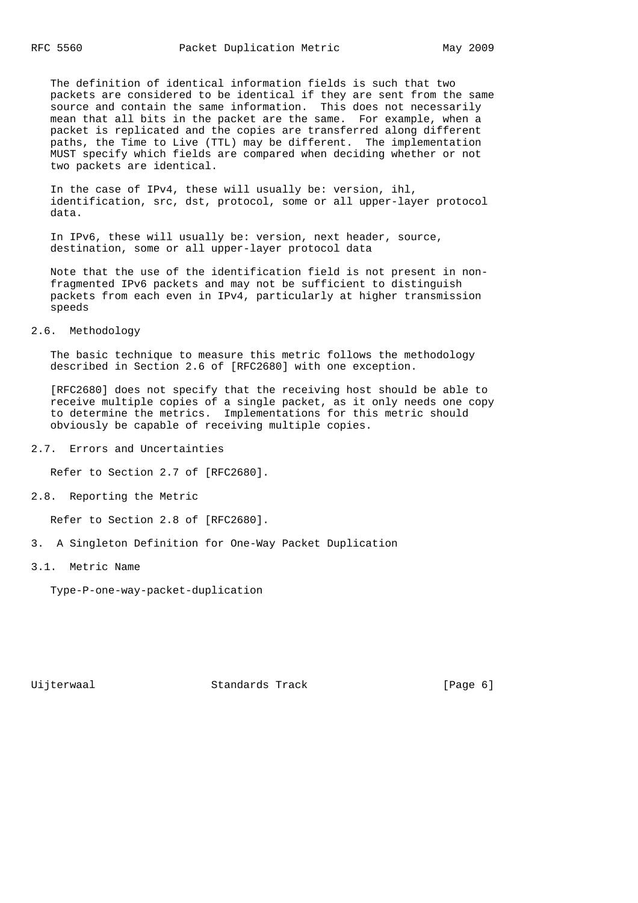The definition of identical information fields is such that two packets are considered to be identical if they are sent from the same source and contain the same information. This does not necessarily mean that all bits in the packet are the same. For example, when a packet is replicated and the copies are transferred along different paths, the Time to Live (TTL) may be different. The implementation MUST specify which fields are compared when deciding whether or not two packets are identical.

In the case of IPv4, these will usually be: version, ihl, identification, src, dst, protocol, some or all upper-layer protocol data.

In IPv6, these will usually be: version, next header, source, destination, some or all upper-layer protocol data

Note that the use of the identification field is not present in non-fragmented IPv6 packets and may not be sufficient to distinguish packets from each even in IPv4, particularly at higher transmission speeds

## 2.6. Methodology

The basic technique to measure this metric follows the methodology described in Section 2.6 of [RFC2680] with one exception.

[RFC2680] does not specify that the receiving host should be able to receive multiple copies of a single packet, as it only needs one copy to determine the metrics. Implementations for this metric should obviously be capable of receiving multiple copies.

## 2.7. Errors and Uncertainties

Refer to Section 2.7 of [RFC2680].

## 2.8. Reporting the Metric

Refer to Section 2.8 of [RFC2680].

# 3. A Singleton Definition for One-Way Packet Duplication

## 3.1. Metric Name

Type-P-one-way-packet-duplication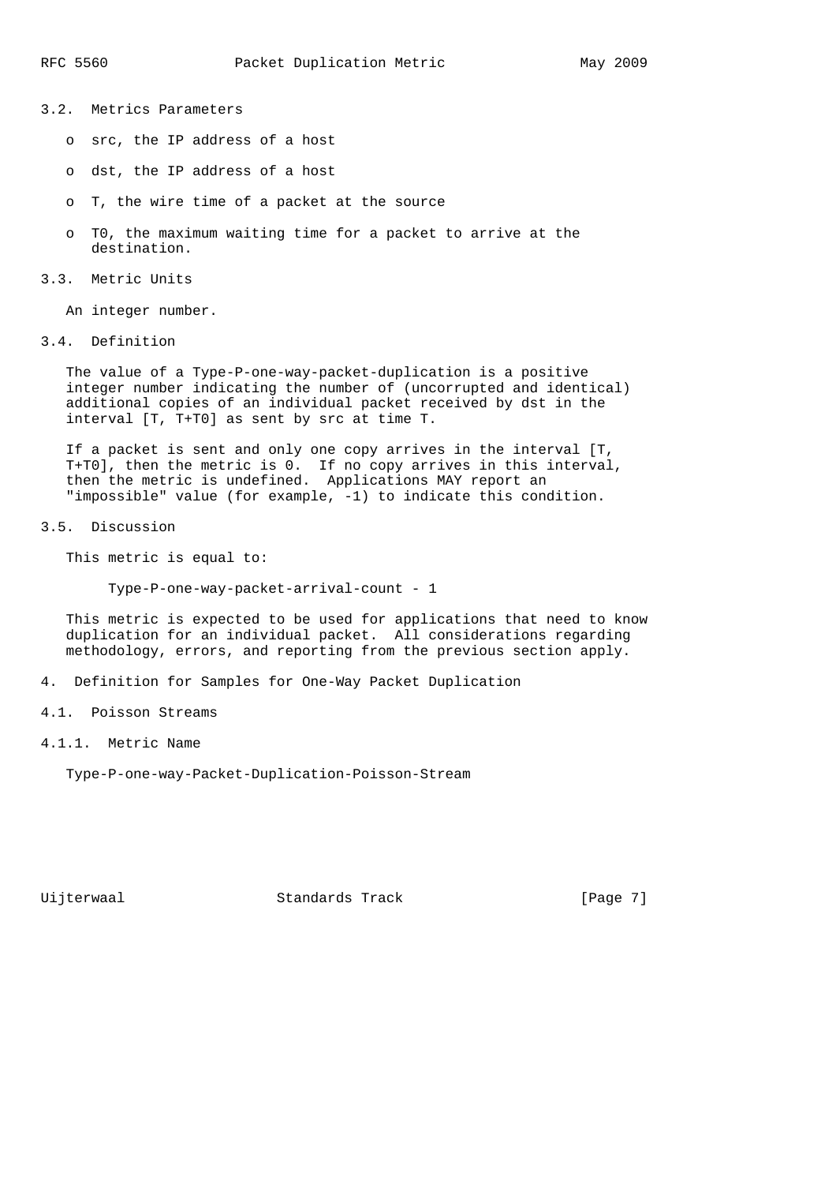### 3.2. Metrics Parameters

- src, the IP address of a host
- dst, the IP address of a host
- T, the wire time of a packet at the source
- T0, the maximum waiting time for a packet to arrive at the destination.

### 3.3. Metric Units

An integer number.

### 3.4. Definition

The value of a Type-P-one-way-packet-duplication is a positive integer number indicating the number of (uncorrupted and identical) additional copies of an individual packet received by dst in the interval [T, T+T0] as sent by src at time T.

If a packet is sent and only one copy arrives in the interval [T, T+T0], then the metric is 0. If no copy arrives in this interval, then the metric is undefined. Applications MAY report an "impossible" value (for example, -1) to indicate this condition.

### 3.5. Discussion

This metric is equal to:

```
Type-P-one-way-packet-arrival-count - 1
```

This metric is expected to be used for applications that need to know duplication for an individual packet. All considerations regarding methodology, errors, and reporting from the previous section apply.

## 4. Definition for Samples for One-Way Packet Duplication

### 4.1. Poisson Streams

#### 4.1.1. Metric Name

Type-P-one-way-Packet-Duplication-Poisson-Stream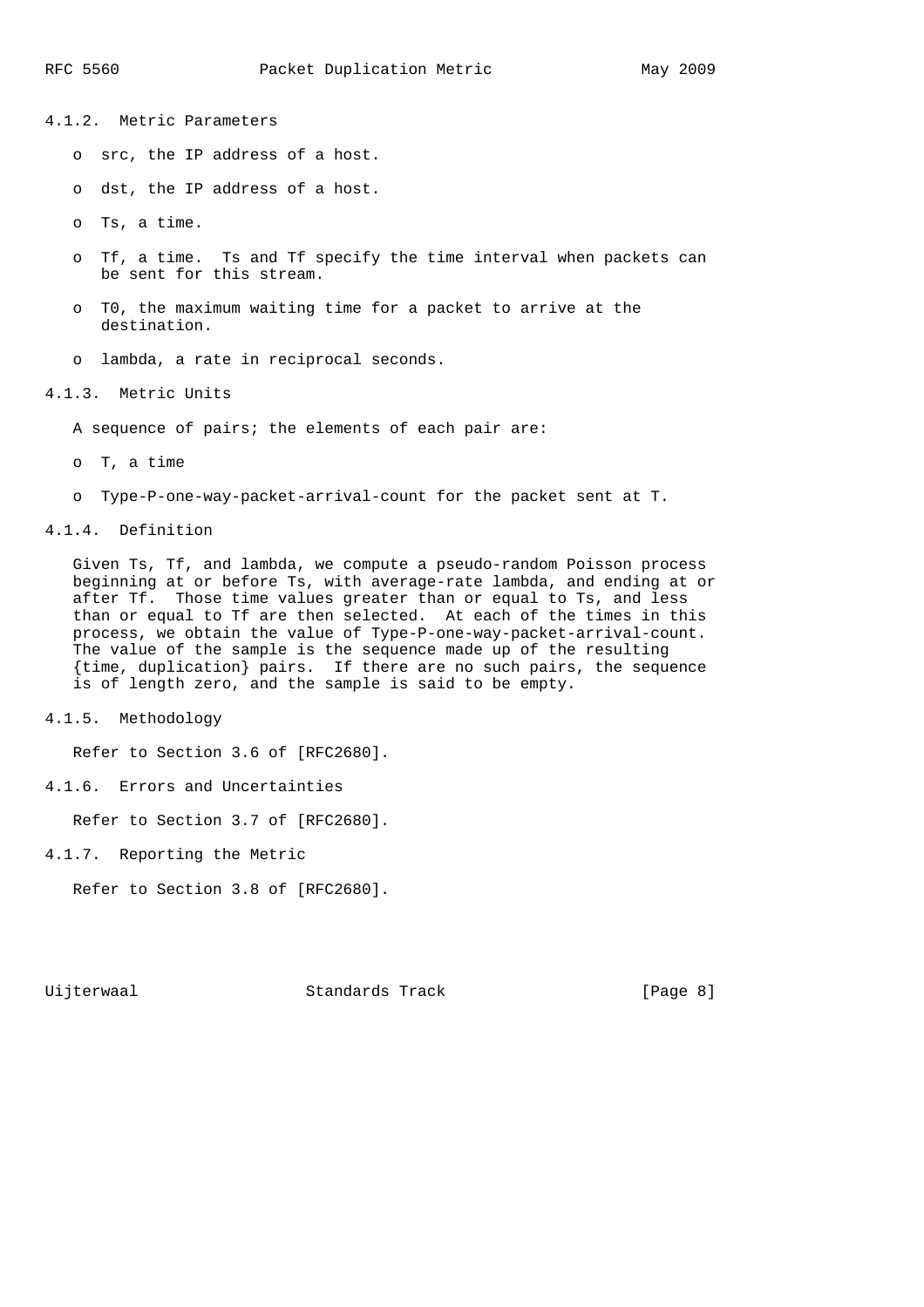#### 4.1.2. Metric Parameters

- src, the IP address of a host.
- dst, the IP address of a host.
- Ts, a time.
- Tf, a time. Ts and Tf specify the time interval when packets can be sent for this stream.
- T0, the maximum waiting time for a packet to arrive at the destination.
- lambda, a rate in reciprocal seconds.

#### 4.1.3. Metric Units

A sequence of pairs; the elements of each pair are:

- T, a time
- Type-P-one-way-packet-arrival-count for the packet sent at T.

#### 4.1.4. Definition

Given Ts, Tf, and lambda, we compute a pseudo-random Poisson process beginning at or before Ts, with average-rate lambda, and ending at or after Tf. Those time values greater than or equal to Ts, and less than or equal to Tf are then selected. At each of the times in this process, we obtain the value of Type-P-one-way-packet-arrival-count. The value of the sample is the sequence made up of the resulting {time, duplication} pairs. If there are no such pairs, the sequence is of length zero, and the sample is said to be empty.

#### 4.1.5. Methodology

Refer to Section 3.6 of [RFC2680].

#### 4.1.6. Errors and Uncertainties

Refer to Section 3.7 of [RFC2680].

#### 4.1.7. Reporting the Metric

Refer to Section 3.8 of [RFC2680].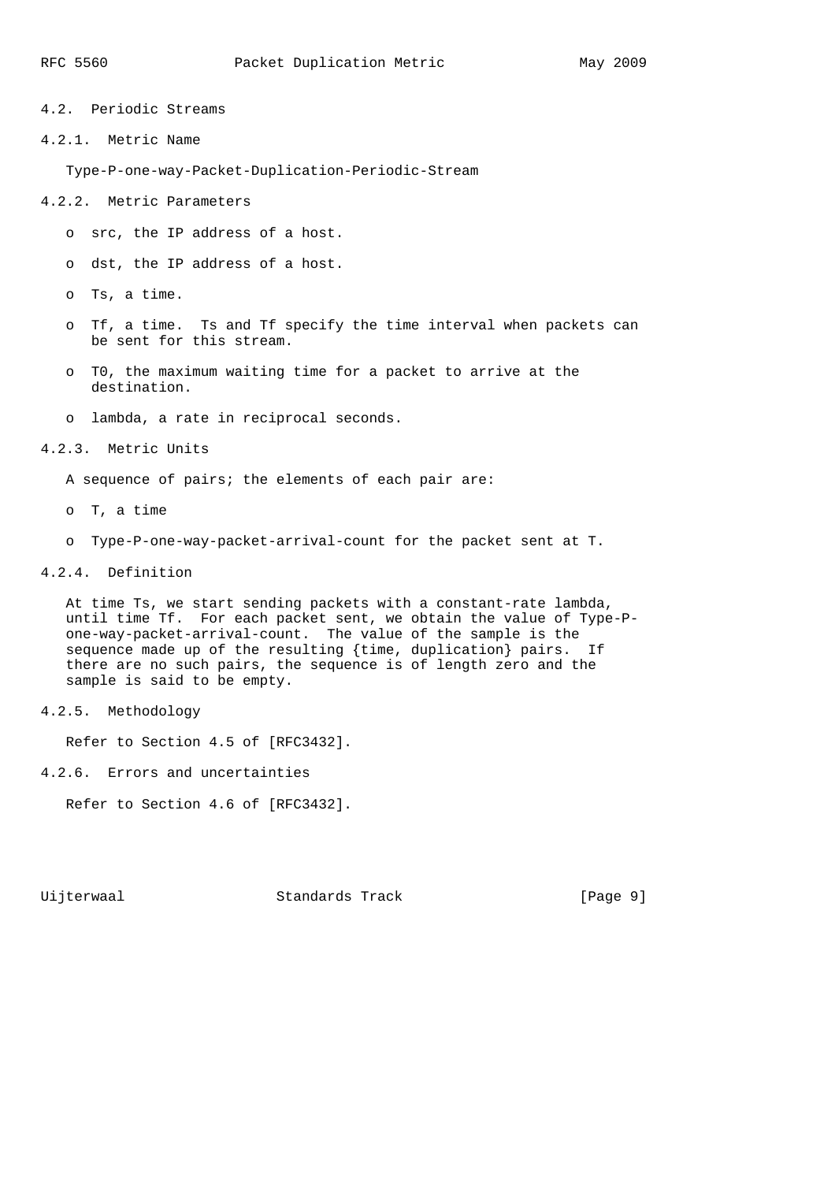## 4.2. Periodic Streams

### 4.2.1. Metric Name

Type-P-one-way-Packet-Duplication-Periodic-Stream

### 4.2.2. Metric Parameters

- src, the IP address of a host.
- dst, the IP address of a host.
- Ts, a time.
- Tf, a time. Ts and Tf specify the time interval when packets can be sent for this stream.
- T0, the maximum waiting time for a packet to arrive at the destination.
- lambda, a rate in reciprocal seconds.

### 4.2.3. Metric Units

A sequence of pairs; the elements of each pair are:

- T, a time
- Type-P-one-way-packet-arrival-count for the packet sent at T.

### 4.2.4. Definition

At time Ts, we start sending packets with a constant-rate lambda, until time Tf. For each packet sent, we obtain the value of Type-P-one-way-packet-arrival-count. The value of the sample is the sequence made up of the resulting {time, duplication} pairs. If there are no such pairs, the sequence is of length zero and the sample is said to be empty.

### 4.2.5. Methodology

Refer to Section 4.5 of [RFC3432].

### 4.2.6. Errors and uncertainties

Refer to Section 4.6 of [RFC3432].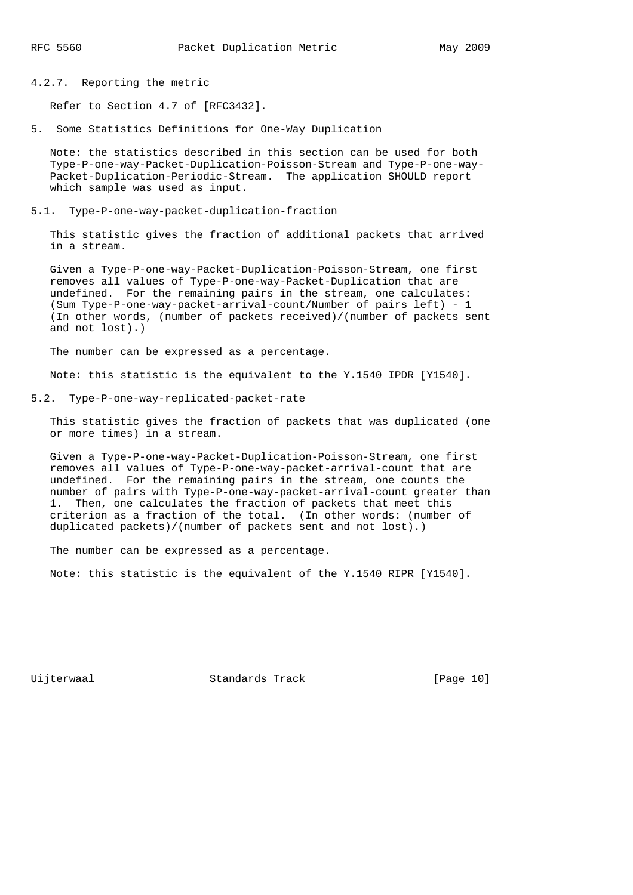#### 4.2.7. Reporting the metric

Refer to Section 4.7 of [RFC3432].

## 5. Some Statistics Definitions for One-Way Duplication

Note: the statistics described in this section can be used for both Type-P-one-way-Packet-Duplication-Poisson-Stream and Type-P-one-way-Packet-Duplication-Periodic-Stream. The application SHOULD report which sample was used as input.

### 5.1. Type-P-one-way-packet-duplication-fraction

This statistic gives the fraction of additional packets that arrived in a stream.

Given a Type-P-one-way-Packet-Duplication-Poisson-Stream, one first removes all values of Type-P-one-way-Packet-Duplication that are undefined. For the remaining pairs in the stream, one calculates: (Sum Type-P-one-way-packet-arrival-count/Number of pairs left) - 1 (In other words, (number of packets received)/(number of packets sent and not lost).)

The number can be expressed as a percentage.

Note: this statistic is the equivalent to the Y.1540 IPDR [Y1540].

### 5.2. Type-P-one-way-replicated-packet-rate

This statistic gives the fraction of packets that was duplicated (one or more times) in a stream.

Given a Type-P-one-way-Packet-Duplication-Poisson-Stream, one first removes all values of Type-P-one-way-packet-arrival-count that are undefined. For the remaining pairs in the stream, one counts the number of pairs with Type-P-one-way-packet-arrival-count greater than 1. Then, one calculates the fraction of packets that meet this criterion as a fraction of the total. (In other words: (number of duplicated packets)/(number of packets sent and not lost).)

The number can be expressed as a percentage.

Note: this statistic is the equivalent of the Y.1540 RIPR [Y1540].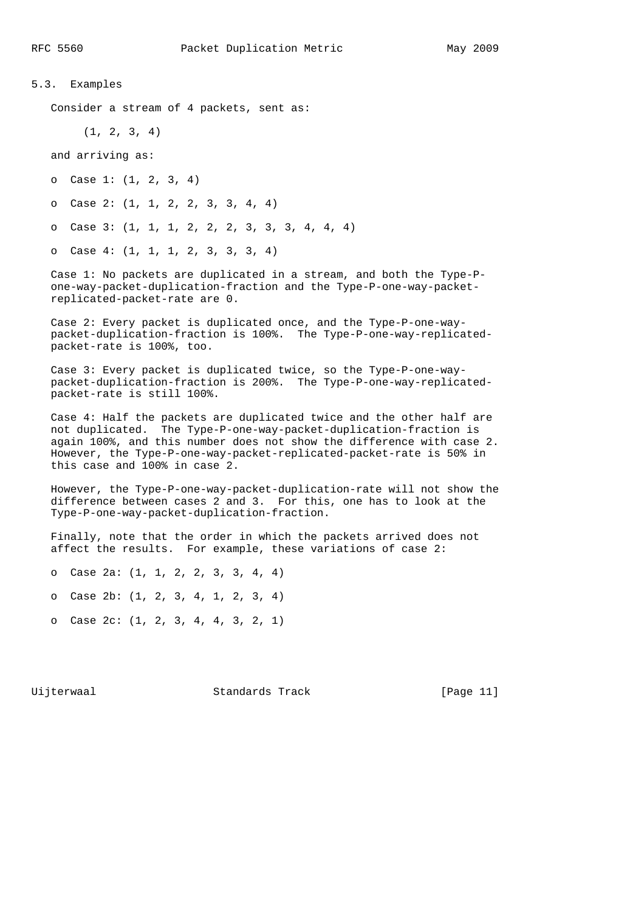### 5.3. Examples

Consider a stream of 4 packets, sent as:

(1, 2, 3, 4)

and arriving as:

- Case 1: (1, 2, 3, 4)
- Case 2: (1, 1, 2, 2, 3, 3, 4, 4)
- Case 3: (1, 1, 1, 2, 2, 2, 3, 3, 3, 4, 4, 4)
- Case 4: (1, 1, 1, 2, 3, 3, 3, 4)

Case 1: No packets are duplicated in a stream, and both the Type-P-one-way-packet-duplication-fraction and the Type-P-one-way-packet-replicated-packet-rate are 0.

Case 2: Every packet is duplicated once, and the Type-P-one-way-packet-duplication-fraction is 100%. The Type-P-one-way-replicated-packet-rate is 100%, too.

Case 3: Every packet is duplicated twice, so the Type-P-one-way-packet-duplication-fraction is 200%. The Type-P-one-way-replicated-packet-rate is still 100%.

Case 4: Half the packets are duplicated twice and the other half are not duplicated. The Type-P-one-way-packet-duplication-fraction is again 100%, and this number does not show the difference with case 2. However, the Type-P-one-way-packet-replicated-packet-rate is 50% in this case and 100% in case 2.

However, the Type-P-one-way-packet-duplication-rate will not show the difference between cases 2 and 3. For this, one has to look at the Type-P-one-way-packet-duplication-fraction.

Finally, note that the order in which the packets arrived does not affect the results. For example, these variations of case 2:

- Case 2a: (1, 1, 2, 2, 3, 3, 4, 4)
- Case 2b: (1, 2, 3, 4, 1, 2, 3, 4)
- Case 2c: (1, 2, 3, 4, 4, 3, 2, 1)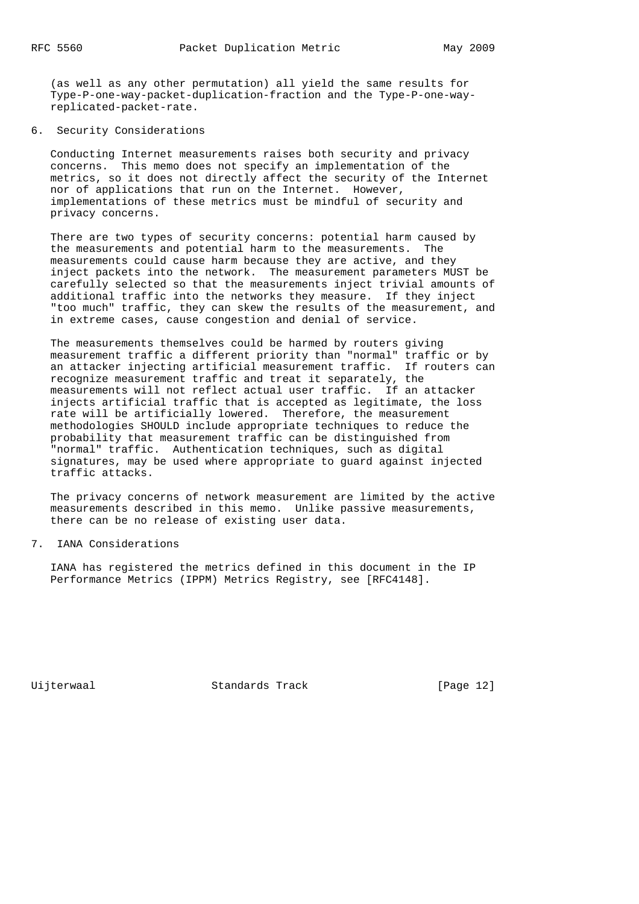(as well as any other permutation) all yield the same results for Type-P-one-way-packet-duplication-fraction and the Type-P-one-way-replicated-packet-rate.

## 6. Security Considerations

Conducting Internet measurements raises both security and privacy concerns. This memo does not specify an implementation of the metrics, so it does not directly affect the security of the Internet nor of applications that run on the Internet. However, implementations of these metrics must be mindful of security and privacy concerns.

There are two types of security concerns: potential harm caused by the measurements and potential harm to the measurements. The measurements could cause harm because they are active, and they inject packets into the network. The measurement parameters MUST be carefully selected so that the measurements inject trivial amounts of additional traffic into the networks they measure. If they inject "too much" traffic, they can skew the results of the measurement, and in extreme cases, cause congestion and denial of service.

The measurements themselves could be harmed by routers giving measurement traffic a different priority than "normal" traffic or by an attacker injecting artificial measurement traffic. If routers can recognize measurement traffic and treat it separately, the measurements will not reflect actual user traffic. If an attacker injects artificial traffic that is accepted as legitimate, the loss rate will be artificially lowered. Therefore, the measurement methodologies SHOULD include appropriate techniques to reduce the probability that measurement traffic can be distinguished from "normal" traffic. Authentication techniques, such as digital signatures, may be used where appropriate to guard against injected traffic attacks.

The privacy concerns of network measurement are limited by the active measurements described in this memo. Unlike passive measurements, there can be no release of existing user data.

## 7. IANA Considerations

IANA has registered the metrics defined in this document in the IP Performance Metrics (IPPM) Metrics Registry, see [RFC4148].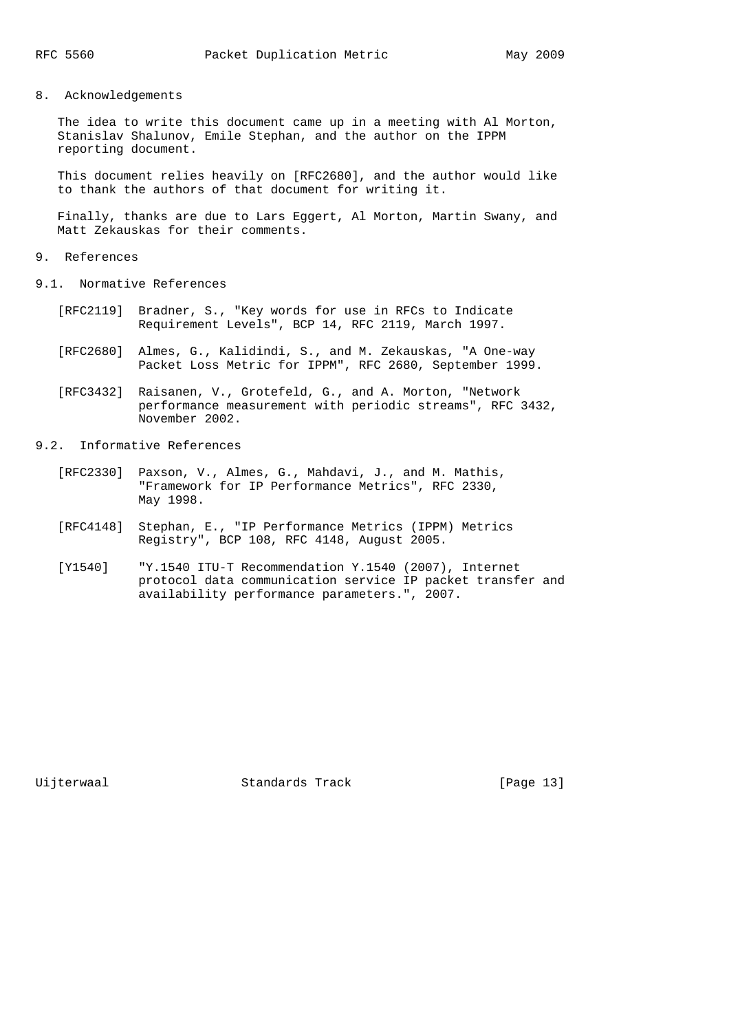## 8. Acknowledgements

The idea to write this document came up in a meeting with Al Morton, Stanislav Shalunov, Emile Stephan, and the author on the IPPM reporting document.

This document relies heavily on [RFC2680], and the author would like to thank the authors of that document for writing it.

Finally, thanks are due to Lars Eggert, Al Morton, Martin Swany, and Matt Zekauskas for their comments.

## 9. References

### 9.1. Normative References

[RFC2119] Bradner, S., "Key words for use in RFCs to Indicate Requirement Levels", BCP 14, RFC 2119, March 1997.

[RFC2680] Almes, G., Kalidindi, S., and M. Zekauskas, "A One-way Packet Loss Metric for IPPM", RFC 2680, September 1999.

[RFC3432] Raisanen, V., Grotefeld, G., and A. Morton, "Network performance measurement with periodic streams", RFC 3432, November 2002.

### 9.2. Informative References

[RFC2330] Paxson, V., Almes, G., Mahdavi, J., and M. Mathis, "Framework for IP Performance Metrics", RFC 2330, May 1998.

[RFC4148] Stephan, E., "IP Performance Metrics (IPPM) Metrics Registry", BCP 108, RFC 4148, August 2005.

[Y1540] "Y.1540 ITU-T Recommendation Y.1540 (2007), Internet protocol data communication service IP packet transfer and availability performance parameters.", 2007.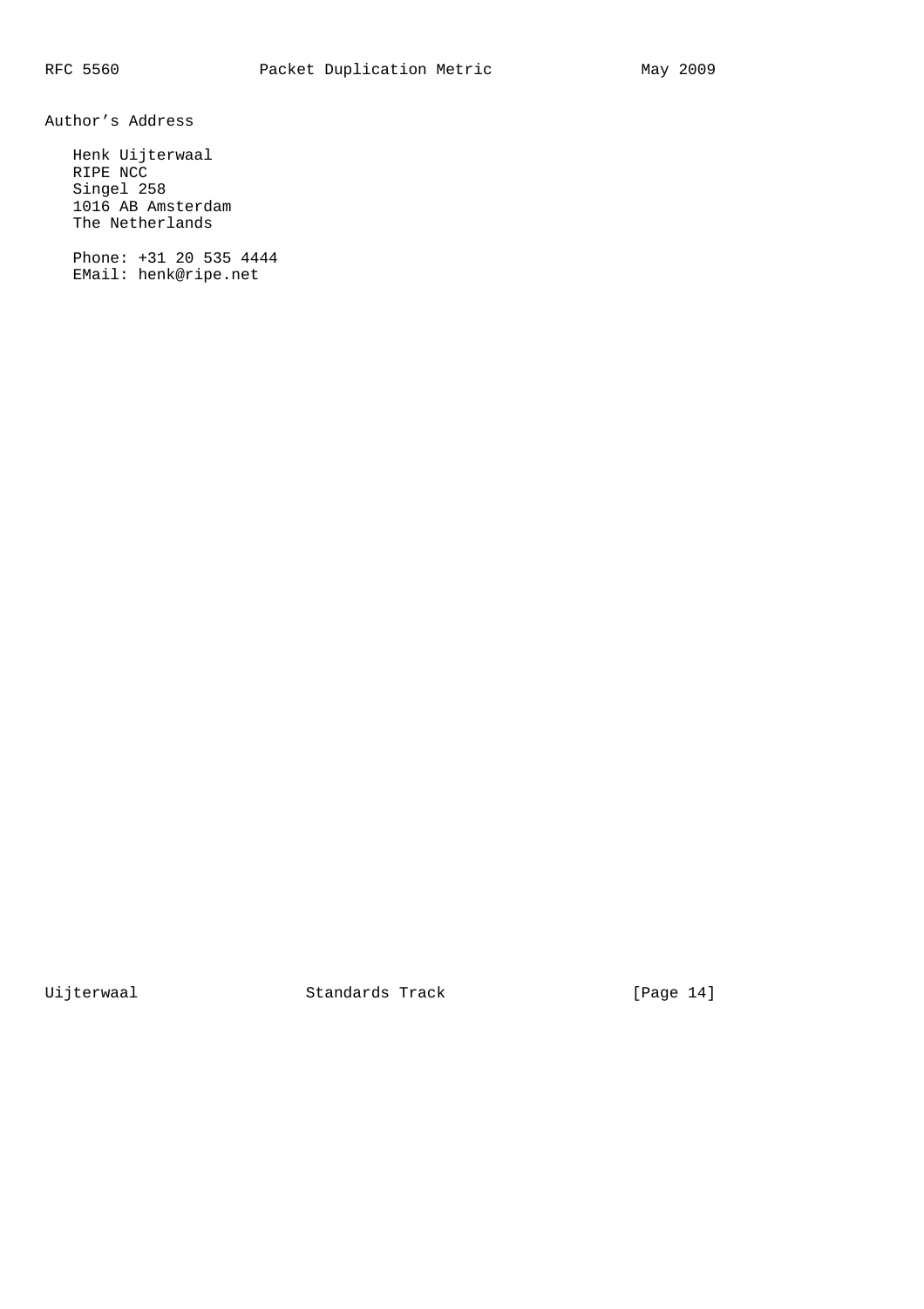## Author's Address

Henk Uijterwaal
RIPE NCC
Singel 258
1016 AB Amsterdam
The Netherlands

Phone: +31 20 535 4444
EMail: henk@ripe.net